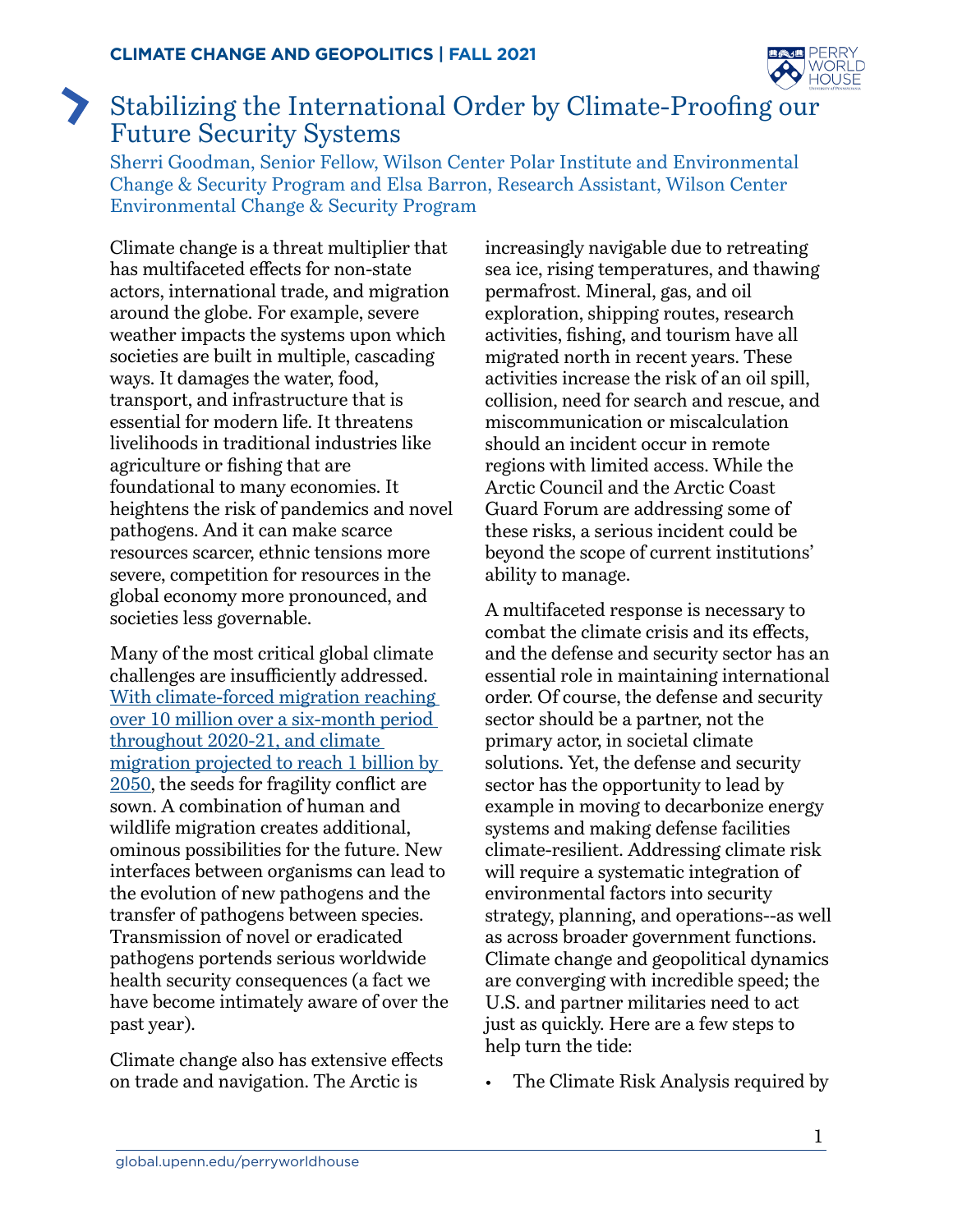**CLIMATE CHANGE AND GEOPOLITICS | FALL 2021**

# Stabilizing the International Order by Climate-Proofing our Future Security Systems

Sherri Goodman, Senior Fellow, Wilson Center Polar Institute and Environmental Change & Security Program and Elsa Barron, Research Assistant, Wilson Center Environmental Change & Security Program

Climate change is a threat multiplier that has multifaceted effects for non-state actors, international trade, and migration around the globe. For example, severe weather impacts the systems upon which societies are built in multiple, cascading ways. It damages the water, food, transport, and infrastructure that is essential for modern life. It threatens livelihoods in traditional industries like agriculture or fishing that are foundational to many economies. It heightens the risk of pandemics and novel pathogens. And it can make scarce resources scarcer, ethnic tensions more severe, competition for resources in the global economy more pronounced, and societies less governable.

Many of the most critical global climate challenges are insufficiently addressed. With climate-forced migration reaching over 10 million over a six-month period throughout 2020-21, and climate migration projected to reach 1 billion by 2050, the seeds for fragility conflict are sown. A combination of human and wildlife migration creates additional, ominous possibilities for the future. New interfaces between organisms can lead to the evolution of new pathogens and the transfer of pathogens between species. Transmission of novel or eradicated pathogens portends serious worldwide health security consequences (a fact we have become intimately aware of over the past year).

Climate change also has extensive effects on trade and navigation. The Arctic is increasingly navigable due to retreating sea ice, rising temperatures, and thawing permafrost. Mineral, gas, and oil exploration, shipping routes, research activities, fishing, and tourism have all migrated north in recent years. These activities increase the risk of an oil spill, collision, need for search and rescue, and miscommunication or miscalculation should an incident occur in remote regions with limited access. While the Arctic Council and the Arctic Coast Guard Forum are addressing some of these risks, a serious incident could be beyond the scope of current institutions' ability to manage.

A multifaceted response is necessary to combat the climate crisis and its effects, and the defense and security sector has an essential role in maintaining international order. Of course, the defense and security sector should be a partner, not the primary actor, in societal climate solutions. Yet, the defense and security sector has the opportunity to lead by example in moving to decarbonize energy systems and making defense facilities climate-resilient. Addressing climate risk will require a systematic integration of environmental factors into security strategy, planning, and operations--as well as across broader government functions. Climate change and geopolitical dynamics are converging with incredible speed; the U.S. and partner militaries need to act just as quickly. Here are a few steps to help turn the tide:

- The Climate Risk Analysis required by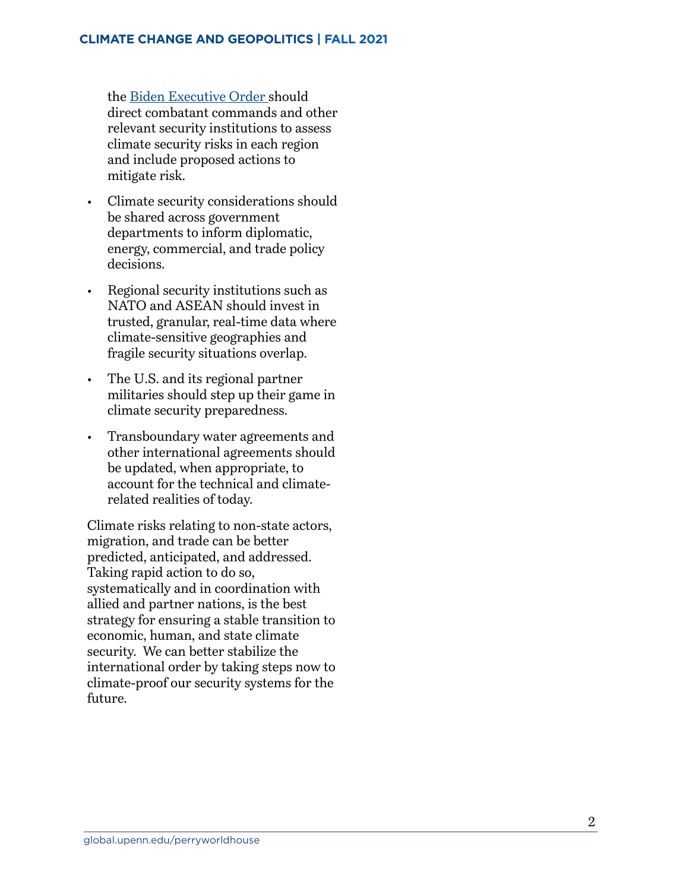the [Biden Executive Order](#) should direct combatant commands and other relevant security institutions to assess climate security risks in each region and include proposed actions to mitigate risk.

- Climate security considerations should be shared across government departments to inform diplomatic, energy, commercial, and trade policy decisions.
- Regional security institutions such as NATO and ASEAN should invest in trusted, granular, real-time data where climate-sensitive geographies and fragile security situations overlap.
- The U.S. and its regional partner militaries should step up their game in climate security preparedness.
- Transboundary water agreements and other international agreements should be updated, when appropriate, to account for the technical and climate-related realities of today.

Climate risks relating to non-state actors, migration, and trade can be better predicted, anticipated, and addressed. Taking rapid action to do so, systematically and in coordination with allied and partner nations, is the best strategy for ensuring a stable transition to economic, human, and state climate security. We can better stabilize the international order by taking steps now to climate-proof our security systems for the future.